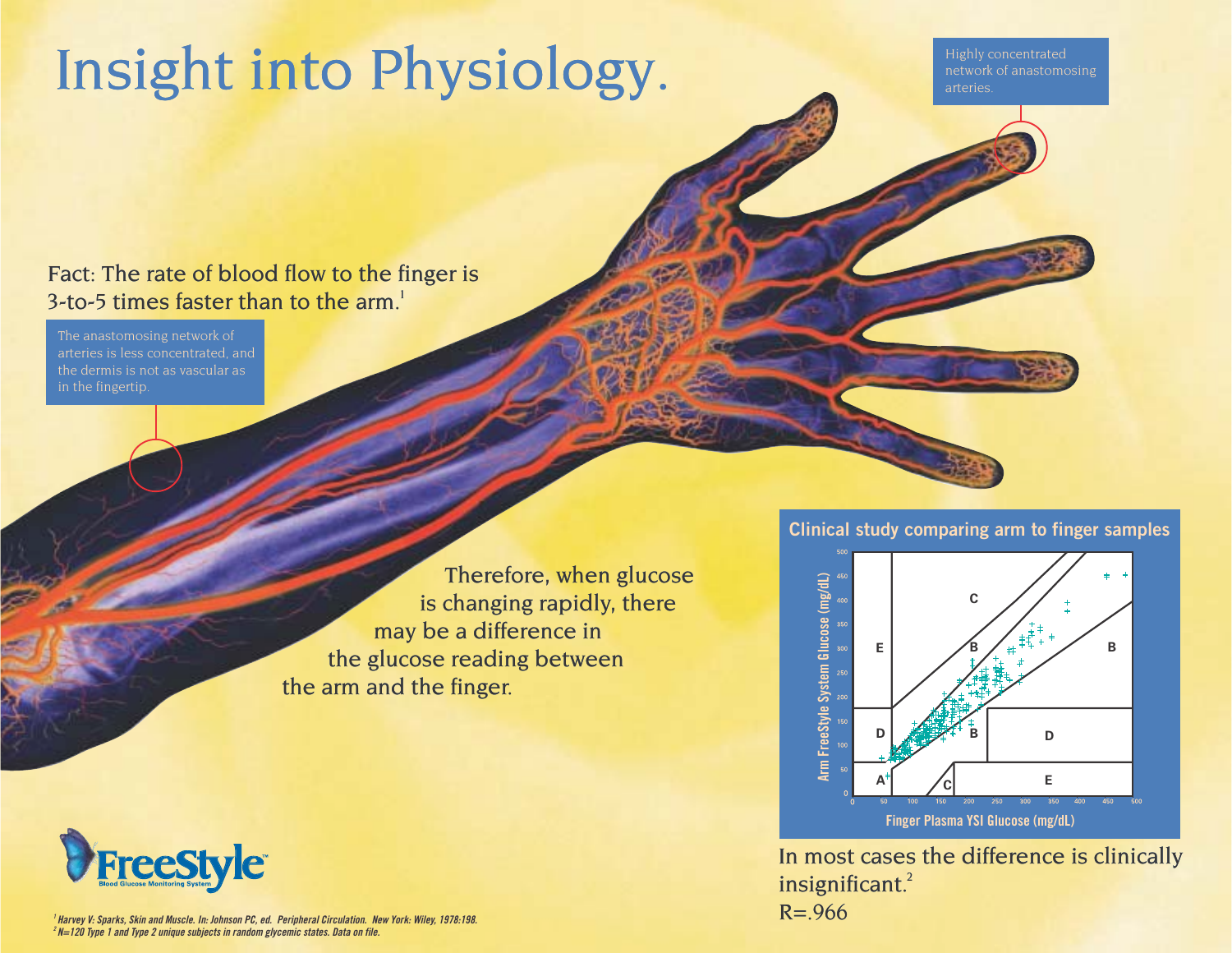# Insight into Physiology.

Highly concentrated network of anastomosing arteries.

Fact: The rate of blood flow to the finger is 3-to-5 times faster than to the arm.[1]

The anastomosing network of arteries is less concentrated, and the dermis is not as vascular as in the fingertip.

Therefore, when glucose is changing rapidly, there may be a difference in the glucose reading between the arm and the finger.

**Clinical study comparing arm to finger samples**

In most cases the difference is clinically insignificant.[2]
R=.966

**FreeStyle** Blood Glucose Monitoring System

*[1] Harvey V: Sparks, Skin and Muscle. In: Johnson PC, ed. Peripheral Circulation. New York: Wiley, 1978:198.*
*[2] N=120 Type 1 and Type 2 unique subjects in random glycemic states. Data on file.*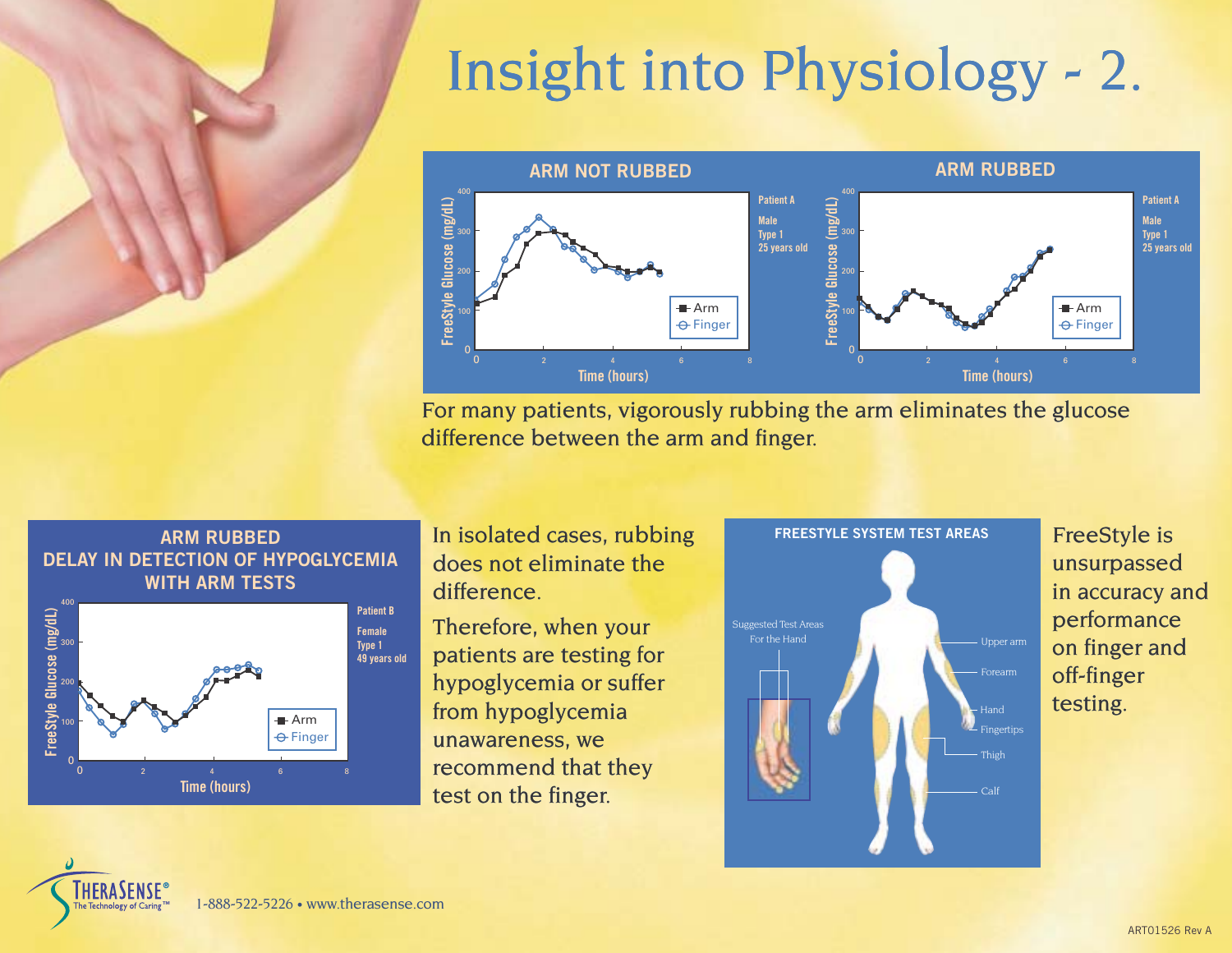# Insight into Physiology - 2.

**ARM NOT RUBBED**

FreeStyle Glucose (mg/dL)

400
300
200
100
0

0 2 4 6 8

Time (hours)

Patient A
Male
Type 1
25 years old

Arm
Finger

**ARM RUBBED**

FreeStyle Glucose (mg/dL)

400
300
200
100
0

0 2 4 6 8

Time (hours)

Patient A
Male
Type 1
25 years old

Arm
Finger

For many patients, vigorously rubbing the arm eliminates the glucose difference between the arm and finger.

**ARM RUBBED**
**DELAY IN DETECTION OF HYPOGLYCEMIA WITH ARM TESTS**

FreeStyle Glucose (mg/dL)

400
300
200
100
0

0 2 4 6 8

Time (hours)

Patient B
Female
Type 1
49 years old

Arm
Finger

In isolated cases, rubbing does not eliminate the difference.

Therefore, when your patients are testing for hypoglycemia or suffer from hypoglycemia unawareness, we recommend that they test on the finger.

**FREESTYLE SYSTEM TEST AREAS**

Suggested Test Areas For the Hand

Upper arm
Forearm
Hand
Fingertips
Thigh
Calf

FreeStyle is unsurpassed in accuracy and performance on finger and off-finger testing.

THERASENSE®
The Technology of Caring™

1-888-522-5226 • www.therasense.com

ART01526 Rev A